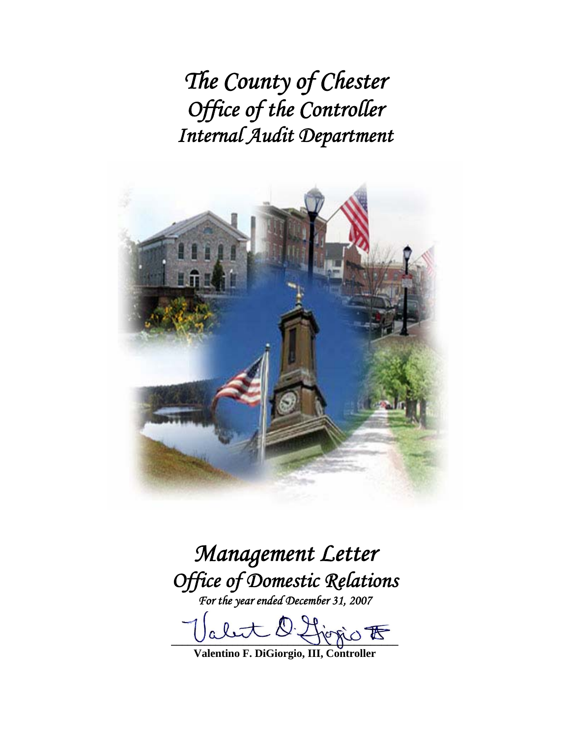# *The County of Chester*
# *Office of the Controller*
# *Internal Audit Department*

# *Management Letter*
## *Office of Domestic Relations*
*For the year ended December 31, 2007*

**Valentino F. DiGiorgio, III, Controller**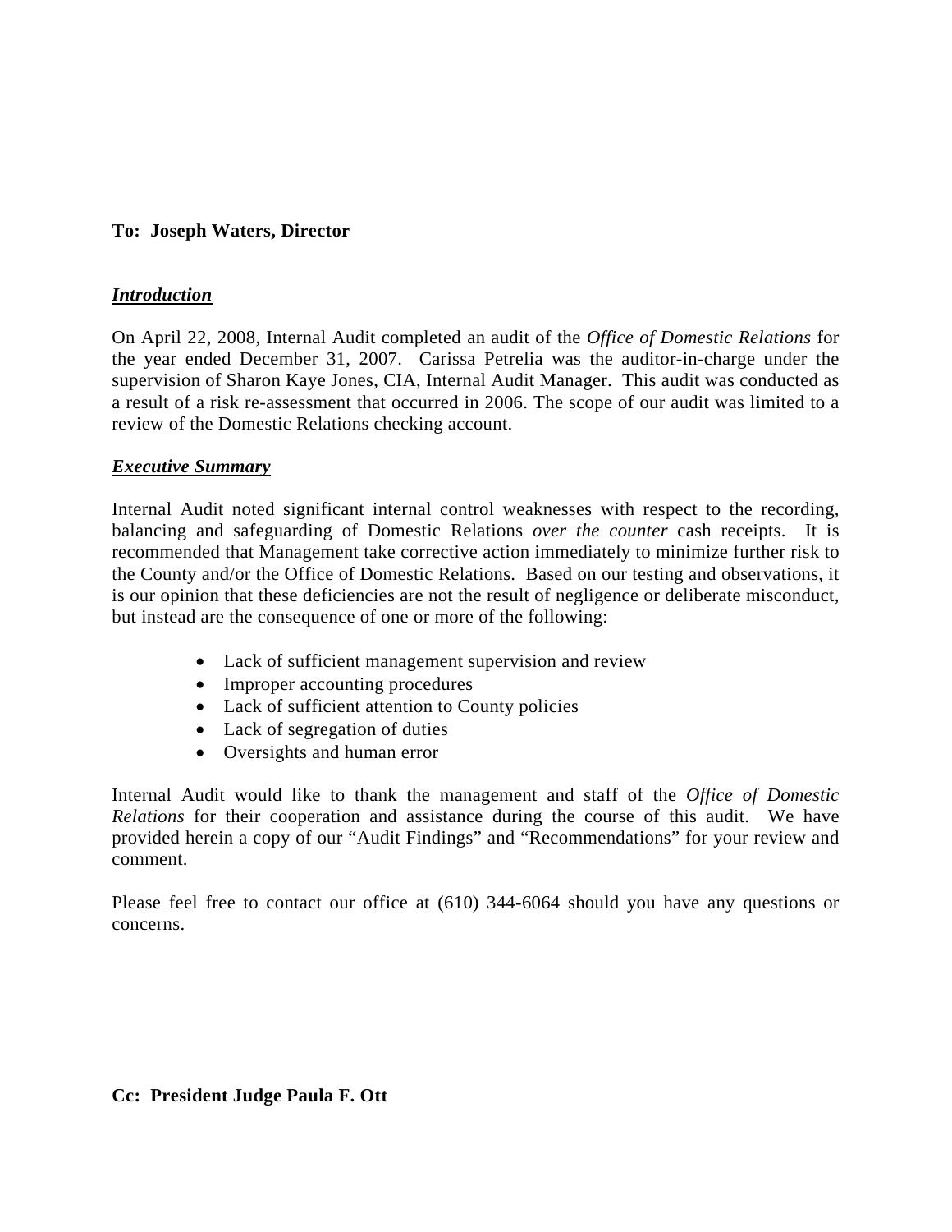**To: Joseph Waters, Director**

***Introduction***

On April 22, 2008, Internal Audit completed an audit of the *Office of Domestic Relations* for the year ended December 31, 2007. Carissa Petrelia was the auditor-in-charge under the supervision of Sharon Kaye Jones, CIA, Internal Audit Manager. This audit was conducted as a result of a risk re-assessment that occurred in 2006. The scope of our audit was limited to a review of the Domestic Relations checking account.

***Executive Summary***

Internal Audit noted significant internal control weaknesses with respect to the recording, balancing and safeguarding of Domestic Relations *over the counter* cash receipts. It is recommended that Management take corrective action immediately to minimize further risk to the County and/or the Office of Domestic Relations. Based on our testing and observations, it is our opinion that these deficiencies are not the result of negligence or deliberate misconduct, but instead are the consequence of one or more of the following:

- Lack of sufficient management supervision and review
- Improper accounting procedures
- Lack of sufficient attention to County policies
- Lack of segregation of duties
- Oversights and human error

Internal Audit would like to thank the management and staff of the *Office of Domestic Relations* for their cooperation and assistance during the course of this audit. We have provided herein a copy of our "Audit Findings" and "Recommendations" for your review and comment.

Please feel free to contact our office at (610) 344-6064 should you have any questions or concerns.

**Cc: President Judge Paula F. Ott**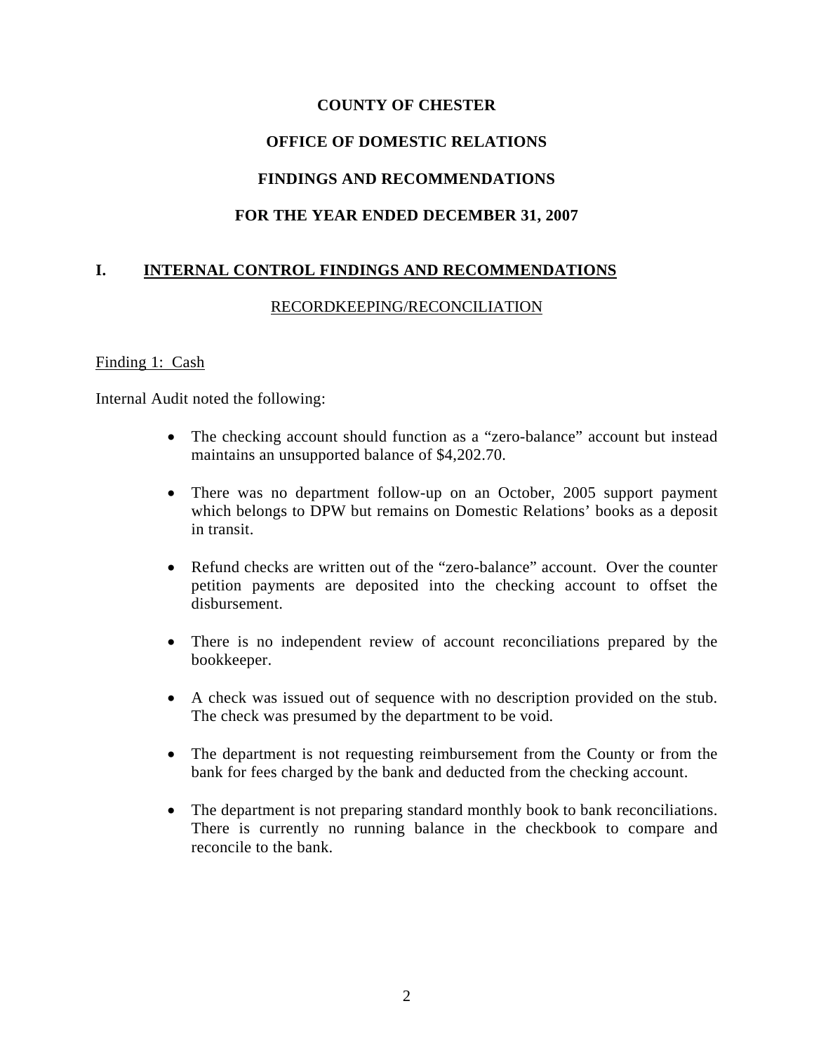**COUNTY OF CHESTER**

**OFFICE OF DOMESTIC RELATIONS**

**FINDINGS AND RECOMMENDATIONS**

**FOR THE YEAR ENDED DECEMBER 31, 2007**

## I. INTERNAL CONTROL FINDINGS AND RECOMMENDATIONS

RECORDKEEPING/RECONCILIATION

Finding 1: Cash

Internal Audit noted the following:

- The checking account should function as a "zero-balance" account but instead maintains an unsupported balance of $4,202.70.
- There was no department follow-up on an October, 2005 support payment which belongs to DPW but remains on Domestic Relations' books as a deposit in transit.
- Refund checks are written out of the "zero-balance" account. Over the counter petition payments are deposited into the checking account to offset the disbursement.
- There is no independent review of account reconciliations prepared by the bookkeeper.
- A check was issued out of sequence with no description provided on the stub. The check was presumed by the department to be void.
- The department is not requesting reimbursement from the County or from the bank for fees charged by the bank and deducted from the checking account.
- The department is not preparing standard monthly book to bank reconciliations. There is currently no running balance in the checkbook to compare and reconcile to the bank.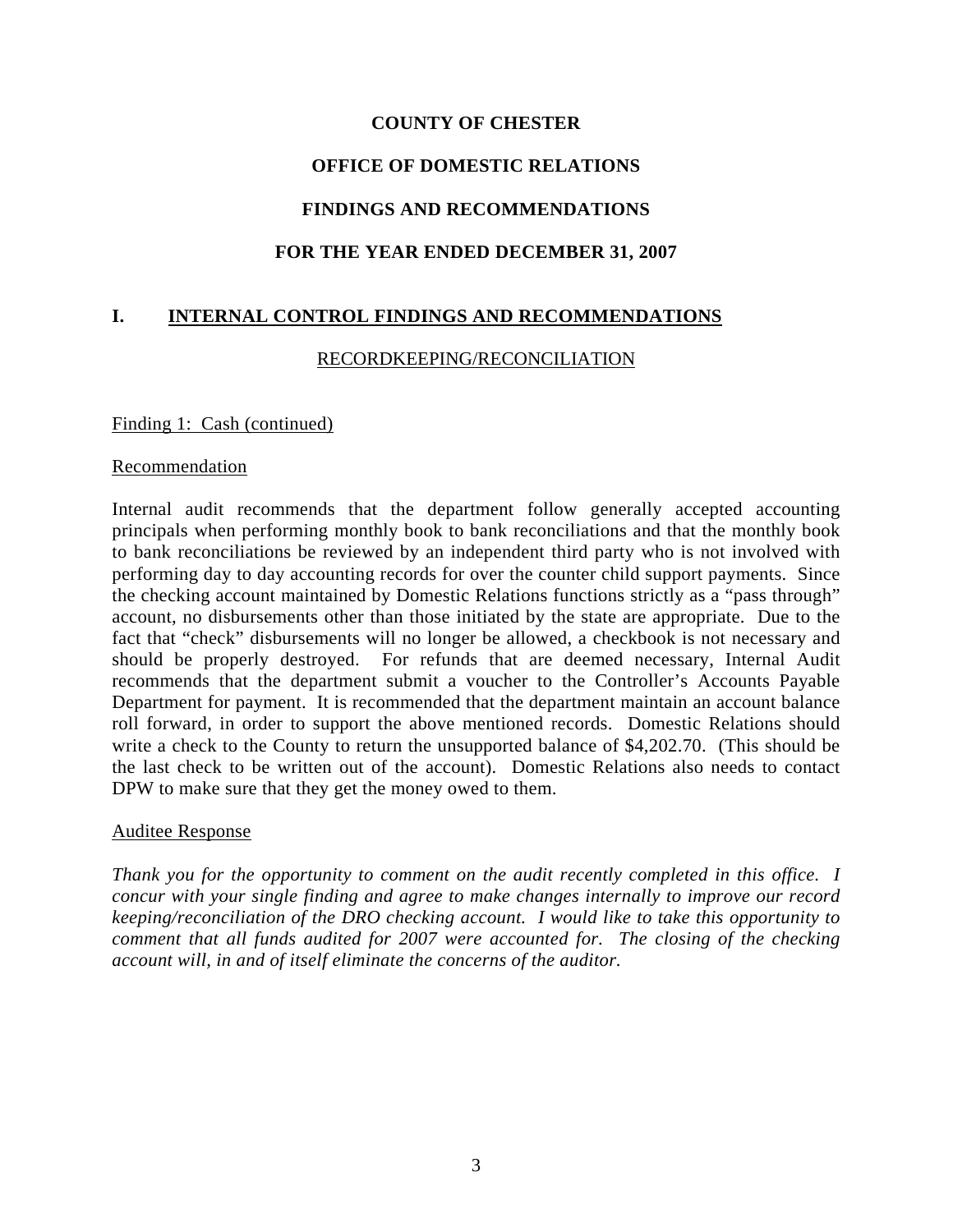# COUNTY OF CHESTER

## OFFICE OF DOMESTIC RELATIONS

## FINDINGS AND RECOMMENDATIONS

## FOR THE YEAR ENDED DECEMBER 31, 2007

## I. INTERNAL CONTROL FINDINGS AND RECOMMENDATIONS

### RECORDKEEPING/RECONCILIATION

Finding 1: Cash (continued)

Recommendation

Internal audit recommends that the department follow generally accepted accounting principals when performing monthly book to bank reconciliations and that the monthly book to bank reconciliations be reviewed by an independent third party who is not involved with performing day to day accounting records for over the counter child support payments. Since the checking account maintained by Domestic Relations functions strictly as a "pass through" account, no disbursements other than those initiated by the state are appropriate. Due to the fact that "check" disbursements will no longer be allowed, a checkbook is not necessary and should be properly destroyed. For refunds that are deemed necessary, Internal Audit recommends that the department submit a voucher to the Controller's Accounts Payable Department for payment. It is recommended that the department maintain an account balance roll forward, in order to support the above mentioned records. Domestic Relations should write a check to the County to return the unsupported balance of $4,202.70. (This should be the last check to be written out of the account). Domestic Relations also needs to contact DPW to make sure that they get the money owed to them.

Auditee Response

*Thank you for the opportunity to comment on the audit recently completed in this office. I concur with your single finding and agree to make changes internally to improve our record keeping/reconciliation of the DRO checking account. I would like to take this opportunity to comment that all funds audited for 2007 were accounted for. The closing of the checking account will, in and of itself eliminate the concerns of the auditor.*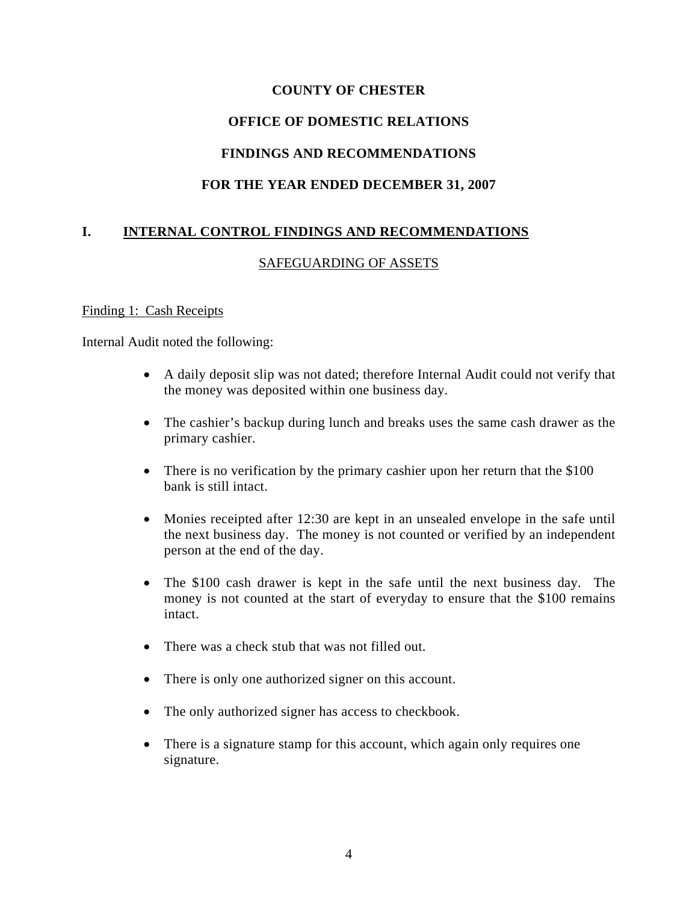**COUNTY OF CHESTER**

**OFFICE OF DOMESTIC RELATIONS**

**FINDINGS AND RECOMMENDATIONS**

**FOR THE YEAR ENDED DECEMBER 31, 2007**

## I. INTERNAL CONTROL FINDINGS AND RECOMMENDATIONS

### SAFEGUARDING OF ASSETS

Finding 1: Cash Receipts

Internal Audit noted the following:

- A daily deposit slip was not dated; therefore Internal Audit could not verify that the money was deposited within one business day.
- The cashier's backup during lunch and breaks uses the same cash drawer as the primary cashier.
- There is no verification by the primary cashier upon her return that the $100 bank is still intact.
- Monies receipted after 12:30 are kept in an unsealed envelope in the safe until the next business day. The money is not counted or verified by an independent person at the end of the day.
- The $100 cash drawer is kept in the safe until the next business day. The money is not counted at the start of everyday to ensure that the $100 remains intact.
- There was a check stub that was not filled out.
- There is only one authorized signer on this account.
- The only authorized signer has access to checkbook.
- There is a signature stamp for this account, which again only requires one signature.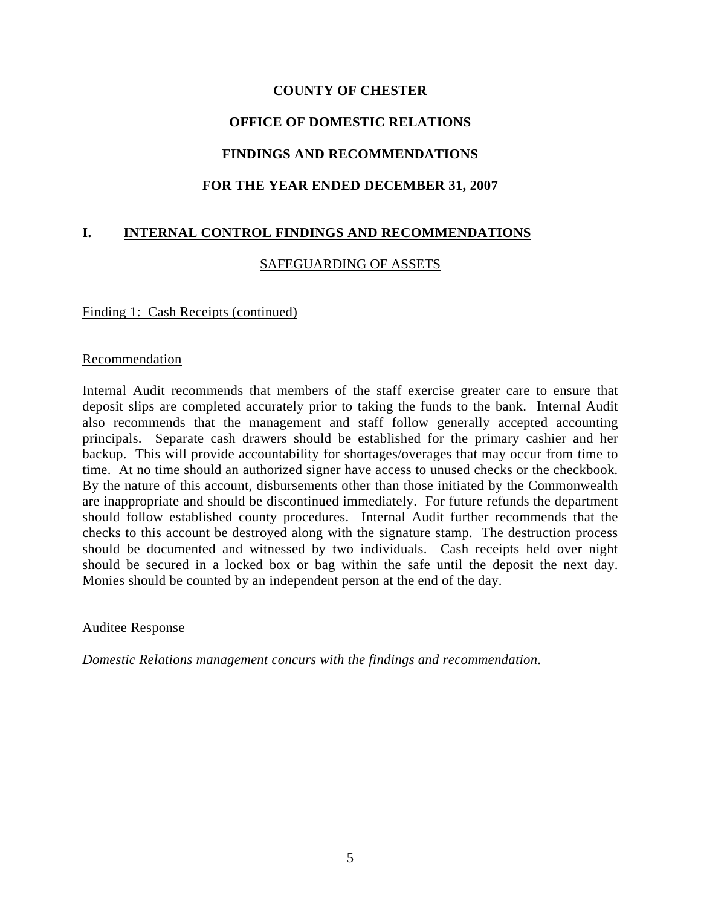**COUNTY OF CHESTER**

**OFFICE OF DOMESTIC RELATIONS**

**FINDINGS AND RECOMMENDATIONS**

**FOR THE YEAR ENDED DECEMBER 31, 2007**

## I. INTERNAL CONTROL FINDINGS AND RECOMMENDATIONS

### SAFEGUARDING OF ASSETS

Finding 1: Cash Receipts (continued)

Recommendation

Internal Audit recommends that members of the staff exercise greater care to ensure that deposit slips are completed accurately prior to taking the funds to the bank. Internal Audit also recommends that the management and staff follow generally accepted accounting principals. Separate cash drawers should be established for the primary cashier and her backup. This will provide accountability for shortages/overages that may occur from time to time. At no time should an authorized signer have access to unused checks or the checkbook. By the nature of this account, disbursements other than those initiated by the Commonwealth are inappropriate and should be discontinued immediately. For future refunds the department should follow established county procedures. Internal Audit further recommends that the checks to this account be destroyed along with the signature stamp. The destruction process should be documented and witnessed by two individuals. Cash receipts held over night should be secured in a locked box or bag within the safe until the deposit the next day. Monies should be counted by an independent person at the end of the day.

Auditee Response

*Domestic Relations management concurs with the findings and recommendation.*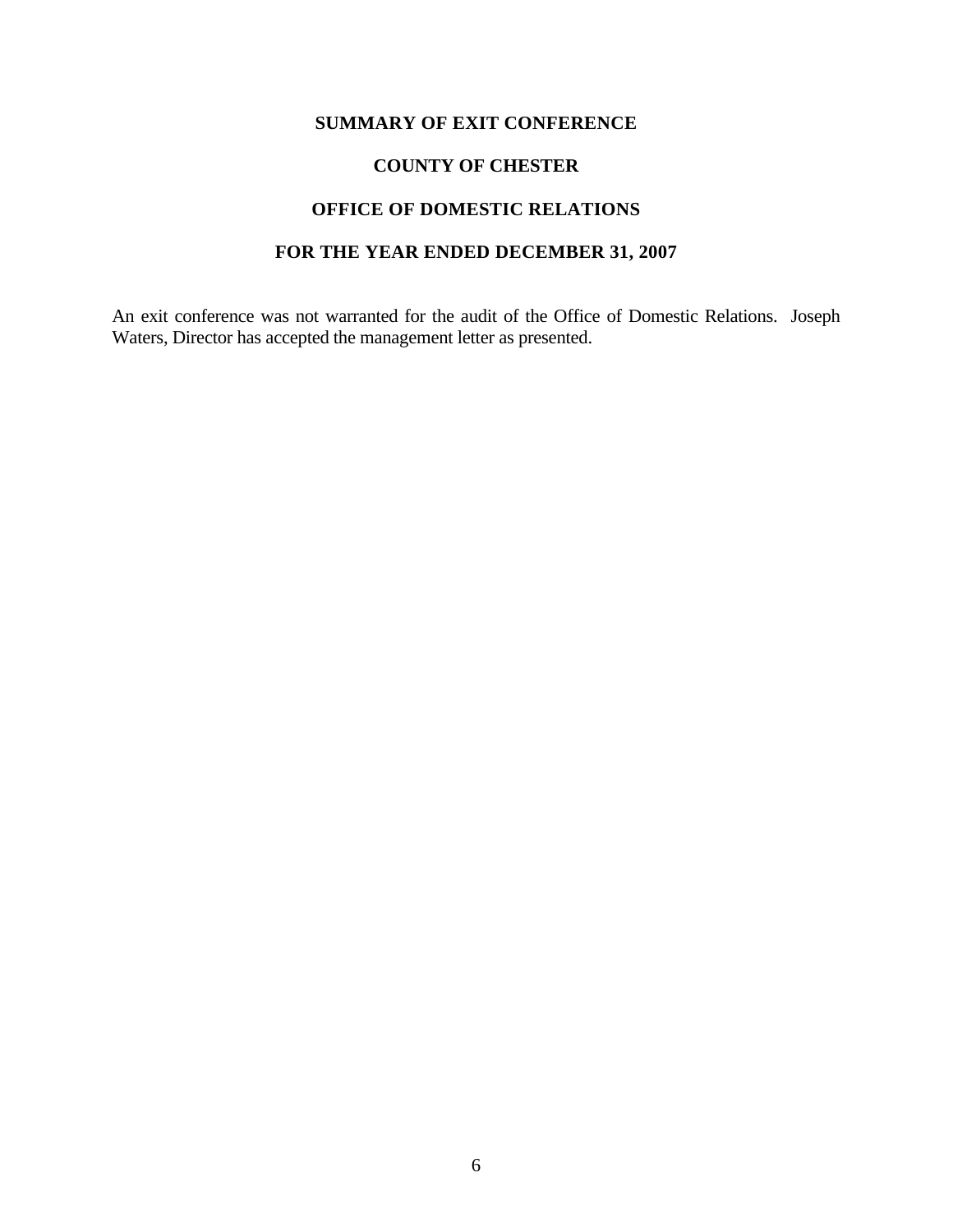## SUMMARY OF EXIT CONFERENCE

## COUNTY OF CHESTER

## OFFICE OF DOMESTIC RELATIONS

## FOR THE YEAR ENDED DECEMBER 31, 2007

An exit conference was not warranted for the audit of the Office of Domestic Relations. Joseph Waters, Director has accepted the management letter as presented.